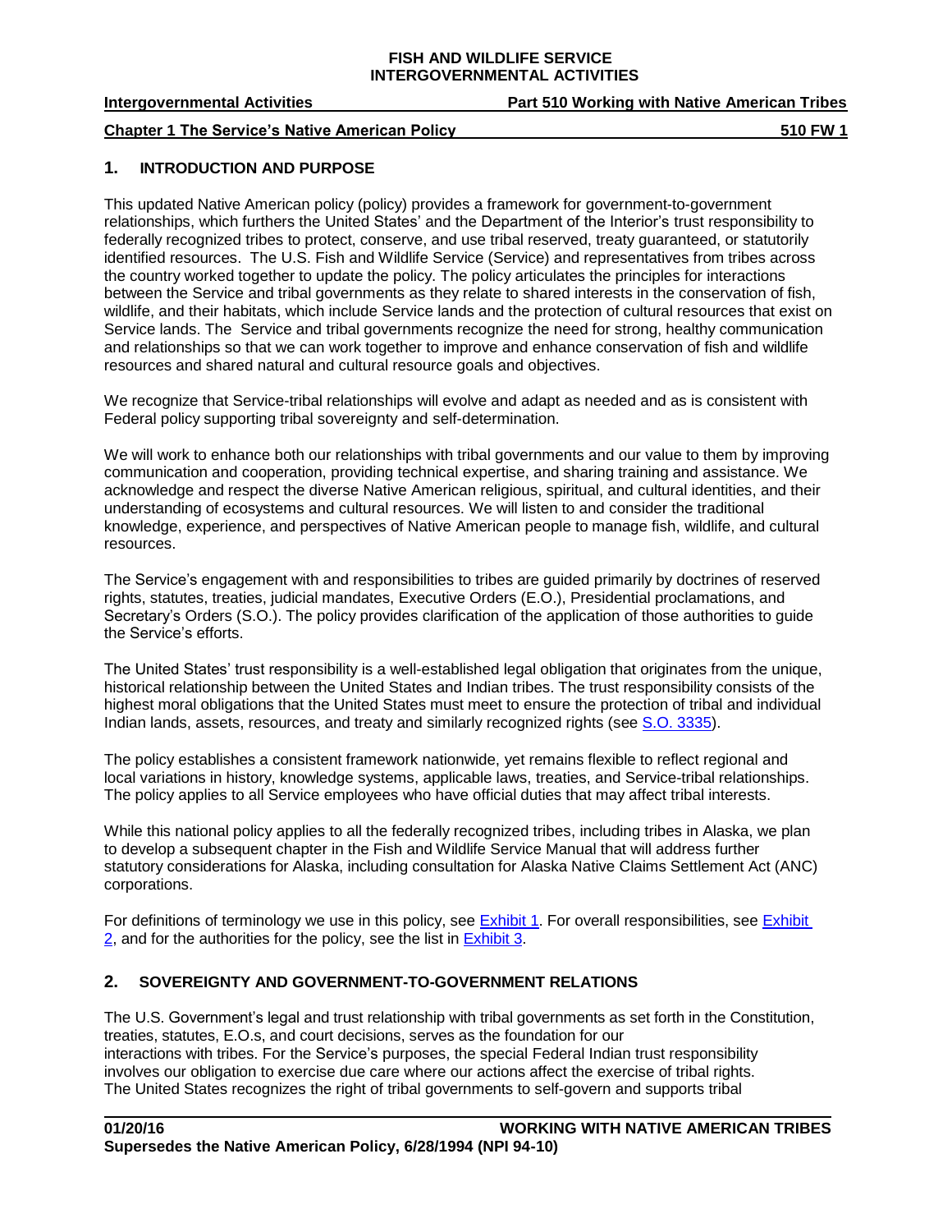# FISH AND WILDLIFE SERVICE
# INTERGOVERNMENTAL ACTIVITIES

**Intergovernmental Activities** — **Part 510 Working with Native American Tribes**

**Chapter 1 The Service's Native American Policy** — **510 FW 1**

## 1. INTRODUCTION AND PURPOSE

This updated Native American policy (policy) provides a framework for government-to-government relationships, which furthers the United States' and the Department of the Interior's trust responsibility to federally recognized tribes to protect, conserve, and use tribal reserved, treaty guaranteed, or statutorily identified resources. The U.S. Fish and Wildlife Service (Service) and representatives from tribes across the country worked together to update the policy. The policy articulates the principles for interactions between the Service and tribal governments as they relate to shared interests in the conservation of fish, wildlife, and their habitats, which include Service lands and the protection of cultural resources that exist on Service lands. The Service and tribal governments recognize the need for strong, healthy communication and relationships so that we can work together to improve and enhance conservation of fish and wildlife resources and shared natural and cultural resource goals and objectives.

We recognize that Service-tribal relationships will evolve and adapt as needed and as is consistent with Federal policy supporting tribal sovereignty and self-determination.

We will work to enhance both our relationships with tribal governments and our value to them by improving communication and cooperation, providing technical expertise, and sharing training and assistance. We acknowledge and respect the diverse Native American religious, spiritual, and cultural identities, and their understanding of ecosystems and cultural resources. We will listen to and consider the traditional knowledge, experience, and perspectives of Native American people to manage fish, wildlife, and cultural resources.

The Service's engagement with and responsibilities to tribes are guided primarily by doctrines of reserved rights, statutes, treaties, judicial mandates, Executive Orders (E.O.), Presidential proclamations, and Secretary's Orders (S.O.). The policy provides clarification of the application of those authorities to guide the Service's efforts.

The United States' trust responsibility is a well-established legal obligation that originates from the unique, historical relationship between the United States and Indian tribes. The trust responsibility consists of the highest moral obligations that the United States must meet to ensure the protection of tribal and individual Indian lands, assets, resources, and treaty and similarly recognized rights (see S.O. 3335).

The policy establishes a consistent framework nationwide, yet remains flexible to reflect regional and local variations in history, knowledge systems, applicable laws, treaties, and Service-tribal relationships. The policy applies to all Service employees who have official duties that may affect tribal interests.

While this national policy applies to all the federally recognized tribes, including tribes in Alaska, we plan to develop a subsequent chapter in the Fish and Wildlife Service Manual that will address further statutory considerations for Alaska, including consultation for Alaska Native Claims Settlement Act (ANC) corporations.

For definitions of terminology we use in this policy, see Exhibit 1. For overall responsibilities, see Exhibit 2, and for the authorities for the policy, see the list in Exhibit 3.

## 2. SOVEREIGNTY AND GOVERNMENT-TO-GOVERNMENT RELATIONS

The U.S. Government's legal and trust relationship with tribal governments as set forth in the Constitution, treaties, statutes, E.O.s, and court decisions, serves as the foundation for our interactions with tribes. For the Service's purposes, the special Federal Indian trust responsibility involves our obligation to exercise due care where our actions affect the exercise of tribal rights. The United States recognizes the right of tribal governments to self-govern and supports tribal

**01/20/16** — **WORKING WITH NATIVE AMERICAN TRIBES**
**Supersedes the Native American Policy, 6/28/1994 (NPI 94-10)**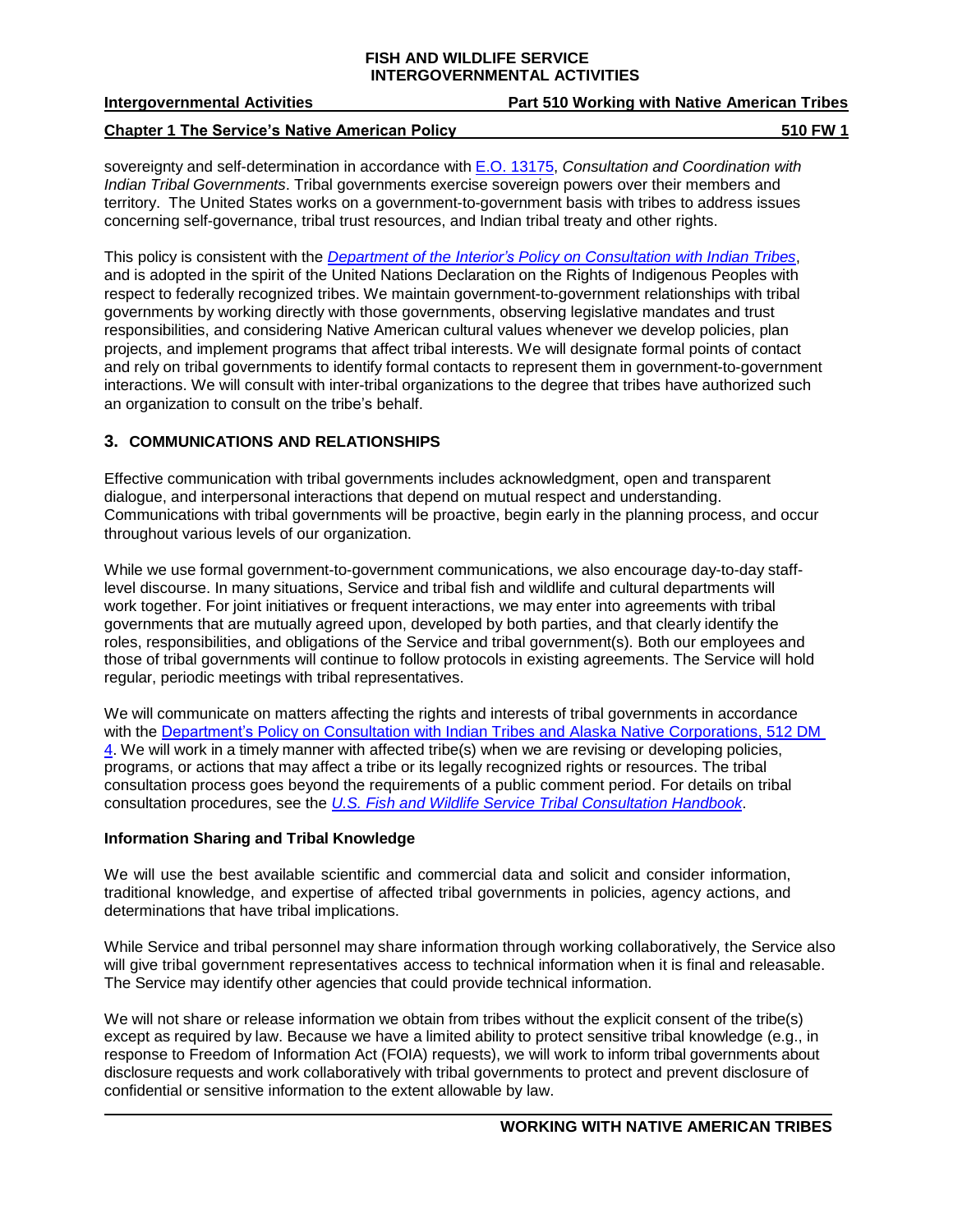sovereignty and self-determination in accordance with [E.O. 13175](), *Consultation and Coordination with Indian Tribal Governments*. Tribal governments exercise sovereign powers over their members and territory. The United States works on a government-to-government basis with tribes to address issues concerning self-governance, tribal trust resources, and Indian tribal treaty and other rights.

This policy is consistent with the *Department of the Interior's Policy on Consultation with Indian Tribes*, and is adopted in the spirit of the United Nations Declaration on the Rights of Indigenous Peoples with respect to federally recognized tribes. We maintain government-to-government relationships with tribal governments by working directly with those governments, observing legislative mandates and trust responsibilities, and considering Native American cultural values whenever we develop policies, plan projects, and implement programs that affect tribal interests. We will designate formal points of contact and rely on tribal governments to identify formal contacts to represent them in government-to-government interactions. We will consult with inter-tribal organizations to the degree that tribes have authorized such an organization to consult on the tribe's behalf.

## 3. COMMUNICATIONS AND RELATIONSHIPS

Effective communication with tribal governments includes acknowledgment, open and transparent dialogue, and interpersonal interactions that depend on mutual respect and understanding. Communications with tribal governments will be proactive, begin early in the planning process, and occur throughout various levels of our organization.

While we use formal government-to-government communications, we also encourage day-to-day staff-level discourse. In many situations, Service and tribal fish and wildlife and cultural departments will work together. For joint initiatives or frequent interactions, we may enter into agreements with tribal governments that are mutually agreed upon, developed by both parties, and that clearly identify the roles, responsibilities, and obligations of the Service and tribal government(s). Both our employees and those of tribal governments will continue to follow protocols in existing agreements. The Service will hold regular, periodic meetings with tribal representatives.

We will communicate on matters affecting the rights and interests of tribal governments in accordance with the Department's Policy on Consultation with Indian Tribes and Alaska Native Corporations, 512 DM 4. We will work in a timely manner with affected tribe(s) when we are revising or developing policies, programs, or actions that may affect a tribe or its legally recognized rights or resources. The tribal consultation process goes beyond the requirements of a public comment period. For details on tribal consultation procedures, see the *U.S. Fish and Wildlife Service Tribal Consultation Handbook*.

**Information Sharing and Tribal Knowledge**

We will use the best available scientific and commercial data and solicit and consider information, traditional knowledge, and expertise of affected tribal governments in policies, agency actions, and determinations that have tribal implications.

While Service and tribal personnel may share information through working collaboratively, the Service also will give tribal government representatives access to technical information when it is final and releasable. The Service may identify other agencies that could provide technical information.

We will not share or release information we obtain from tribes without the explicit consent of the tribe(s) except as required by law. Because we have a limited ability to protect sensitive tribal knowledge (e.g., in response to Freedom of Information Act (FOIA) requests), we will work to inform tribal governments about disclosure requests and work collaboratively with tribal governments to protect and prevent disclosure of confidential or sensitive information to the extent allowable by law.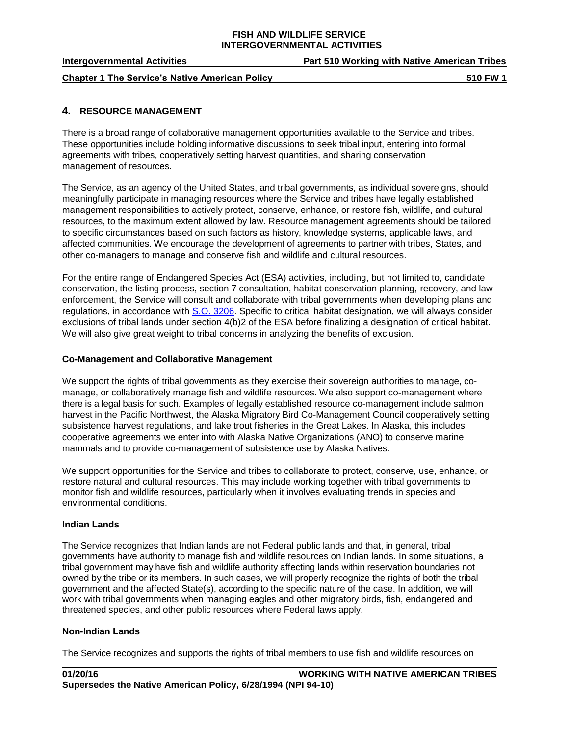## 4. RESOURCE MANAGEMENT

There is a broad range of collaborative management opportunities available to the Service and tribes. These opportunities include holding informative discussions to seek tribal input, entering into formal agreements with tribes, cooperatively setting harvest quantities, and sharing conservation management of resources.

The Service, as an agency of the United States, and tribal governments, as individual sovereigns, should meaningfully participate in managing resources where the Service and tribes have legally established management responsibilities to actively protect, conserve, enhance, or restore fish, wildlife, and cultural resources, to the maximum extent allowed by law. Resource management agreements should be tailored to specific circumstances based on such factors as history, knowledge systems, applicable laws, and affected communities. We encourage the development of agreements to partner with tribes, States, and other co-managers to manage and conserve fish and wildlife and cultural resources.

For the entire range of Endangered Species Act (ESA) activities, including, but not limited to, candidate conservation, the listing process, section 7 consultation, habitat conservation planning, recovery, and law enforcement, the Service will consult and collaborate with tribal governments when developing plans and regulations, in accordance with S.O. 3206. Specific to critical habitat designation, we will always consider exclusions of tribal lands under section 4(b)2 of the ESA before finalizing a designation of critical habitat. We will also give great weight to tribal concerns in analyzing the benefits of exclusion.

### Co-Management and Collaborative Management

We support the rights of tribal governments as they exercise their sovereign authorities to manage, co-manage, or collaboratively manage fish and wildlife resources. We also support co-management where there is a legal basis for such. Examples of legally established resource co-management include salmon harvest in the Pacific Northwest, the Alaska Migratory Bird Co-Management Council cooperatively setting subsistence harvest regulations, and lake trout fisheries in the Great Lakes. In Alaska, this includes cooperative agreements we enter into with Alaska Native Organizations (ANO) to conserve marine mammals and to provide co-management of subsistence use by Alaska Natives.

We support opportunities for the Service and tribes to collaborate to protect, conserve, use, enhance, or restore natural and cultural resources. This may include working together with tribal governments to monitor fish and wildlife resources, particularly when it involves evaluating trends in species and environmental conditions.

### Indian Lands

The Service recognizes that Indian lands are not Federal public lands and that, in general, tribal governments have authority to manage fish and wildlife resources on Indian lands. In some situations, a tribal government may have fish and wildlife authority affecting lands within reservation boundaries not owned by the tribe or its members. In such cases, we will properly recognize the rights of both the tribal government and the affected State(s), according to the specific nature of the case. In addition, we will work with tribal governments when managing eagles and other migratory birds, fish, endangered and threatened species, and other public resources where Federal laws apply.

### Non-Indian Lands

The Service recognizes and supports the rights of tribal members to use fish and wildlife resources on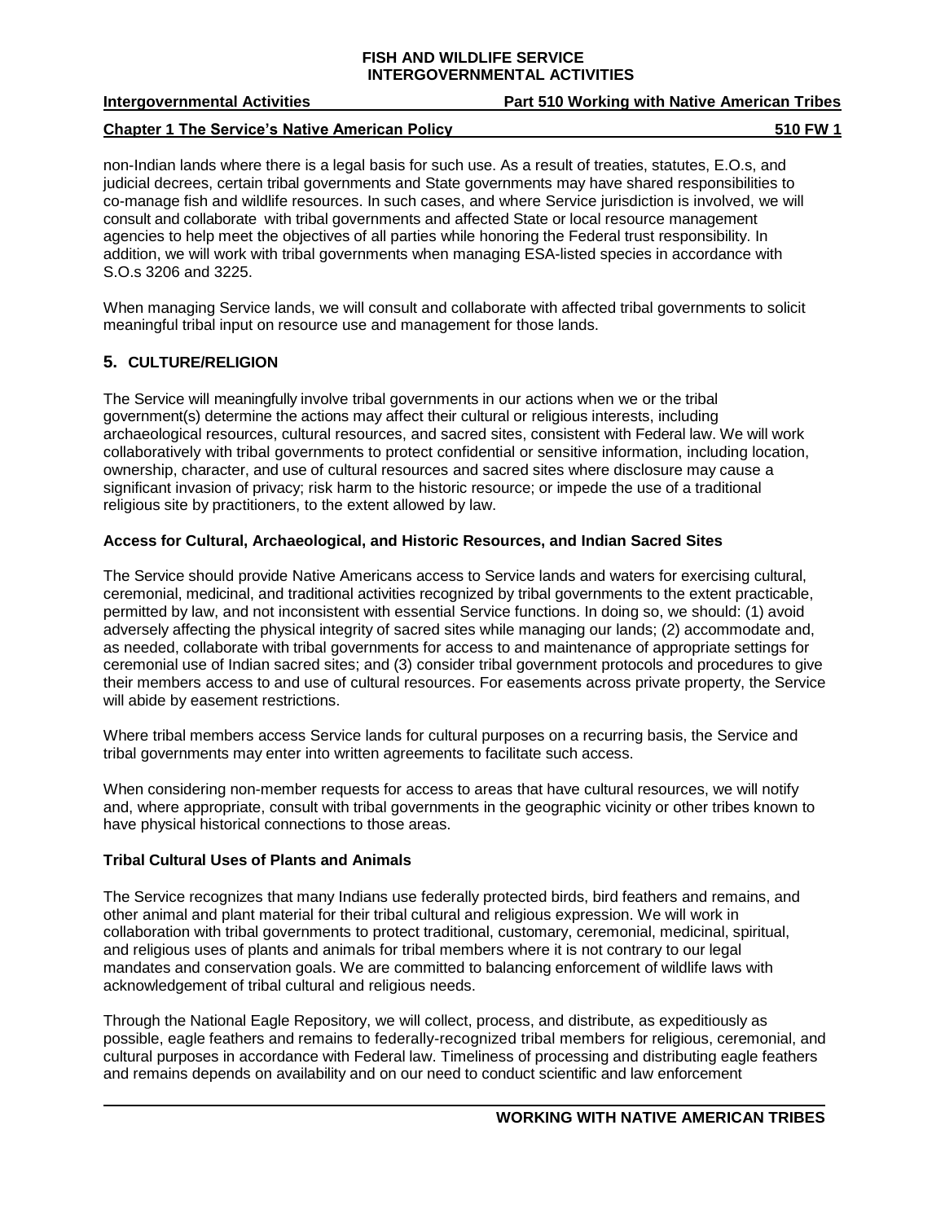non-Indian lands where there is a legal basis for such use. As a result of treaties, statutes, E.O.s, and judicial decrees, certain tribal governments and State governments may have shared responsibilities to co-manage fish and wildlife resources. In such cases, and where Service jurisdiction is involved, we will consult and collaborate with tribal governments and affected State or local resource management agencies to help meet the objectives of all parties while honoring the Federal trust responsibility. In addition, we will work with tribal governments when managing ESA-listed species in accordance with S.O.s 3206 and 3225.

When managing Service lands, we will consult and collaborate with affected tribal governments to solicit meaningful tribal input on resource use and management for those lands.

## 5. CULTURE/RELIGION

The Service will meaningfully involve tribal governments in our actions when we or the tribal government(s) determine the actions may affect their cultural or religious interests, including archaeological resources, cultural resources, and sacred sites, consistent with Federal law. We will work collaboratively with tribal governments to protect confidential or sensitive information, including location, ownership, character, and use of cultural resources and sacred sites where disclosure may cause a significant invasion of privacy; risk harm to the historic resource; or impede the use of a traditional religious site by practitioners, to the extent allowed by law.

### Access for Cultural, Archaeological, and Historic Resources, and Indian Sacred Sites

The Service should provide Native Americans access to Service lands and waters for exercising cultural, ceremonial, medicinal, and traditional activities recognized by tribal governments to the extent practicable, permitted by law, and not inconsistent with essential Service functions. In doing so, we should: (1) avoid adversely affecting the physical integrity of sacred sites while managing our lands; (2) accommodate and, as needed, collaborate with tribal governments for access to and maintenance of appropriate settings for ceremonial use of Indian sacred sites; and (3) consider tribal government protocols and procedures to give their members access to and use of cultural resources. For easements across private property, the Service will abide by easement restrictions.

Where tribal members access Service lands for cultural purposes on a recurring basis, the Service and tribal governments may enter into written agreements to facilitate such access.

When considering non-member requests for access to areas that have cultural resources, we will notify and, where appropriate, consult with tribal governments in the geographic vicinity or other tribes known to have physical historical connections to those areas.

### Tribal Cultural Uses of Plants and Animals

The Service recognizes that many Indians use federally protected birds, bird feathers and remains, and other animal and plant material for their tribal cultural and religious expression. We will work in collaboration with tribal governments to protect traditional, customary, ceremonial, medicinal, spiritual, and religious uses of plants and animals for tribal members where it is not contrary to our legal mandates and conservation goals. We are committed to balancing enforcement of wildlife laws with acknowledgement of tribal cultural and religious needs.

Through the National Eagle Repository, we will collect, process, and distribute, as expeditiously as possible, eagle feathers and remains to federally-recognized tribal members for religious, ceremonial, and cultural purposes in accordance with Federal law. Timeliness of processing and distributing eagle feathers and remains depends on availability and on our need to conduct scientific and law enforcement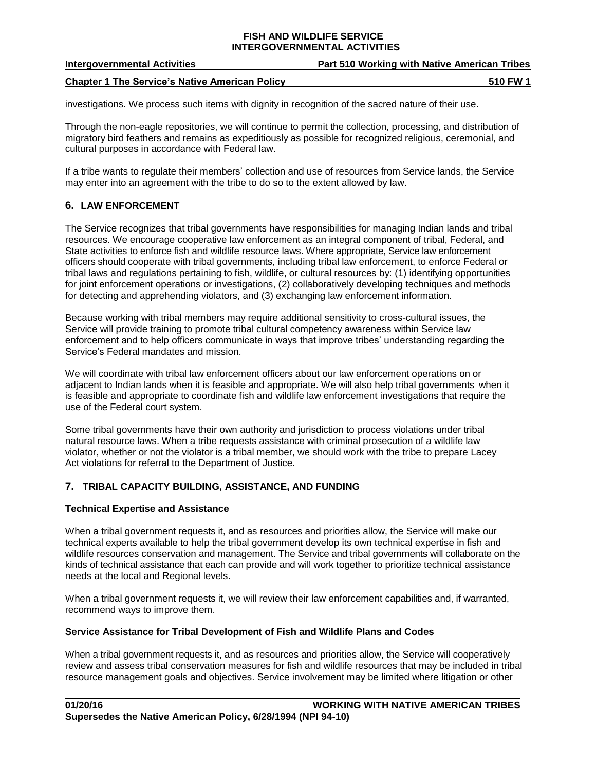investigations. We process such items with dignity in recognition of the sacred nature of their use.

Through the non-eagle repositories, we will continue to permit the collection, processing, and distribution of migratory bird feathers and remains as expeditiously as possible for recognized religious, ceremonial, and cultural purposes in accordance with Federal law.

If a tribe wants to regulate their members' collection and use of resources from Service lands, the Service may enter into an agreement with the tribe to do so to the extent allowed by law.

## 6. LAW ENFORCEMENT

The Service recognizes that tribal governments have responsibilities for managing Indian lands and tribal resources. We encourage cooperative law enforcement as an integral component of tribal, Federal, and State activities to enforce fish and wildlife resource laws. Where appropriate, Service law enforcement officers should cooperate with tribal governments, including tribal law enforcement, to enforce Federal or tribal laws and regulations pertaining to fish, wildlife, or cultural resources by: (1) identifying opportunities for joint enforcement operations or investigations, (2) collaboratively developing techniques and methods for detecting and apprehending violators, and (3) exchanging law enforcement information.

Because working with tribal members may require additional sensitivity to cross-cultural issues, the Service will provide training to promote tribal cultural competency awareness within Service law enforcement and to help officers communicate in ways that improve tribes' understanding regarding the Service's Federal mandates and mission.

We will coordinate with tribal law enforcement officers about our law enforcement operations on or adjacent to Indian lands when it is feasible and appropriate. We will also help tribal governments when it is feasible and appropriate to coordinate fish and wildlife law enforcement investigations that require the use of the Federal court system.

Some tribal governments have their own authority and jurisdiction to process violations under tribal natural resource laws. When a tribe requests assistance with criminal prosecution of a wildlife law violator, whether or not the violator is a tribal member, we should work with the tribe to prepare Lacey Act violations for referral to the Department of Justice.

## 7. TRIBAL CAPACITY BUILDING, ASSISTANCE, AND FUNDING

### Technical Expertise and Assistance

When a tribal government requests it, and as resources and priorities allow, the Service will make our technical experts available to help the tribal government develop its own technical expertise in fish and wildlife resources conservation and management. The Service and tribal governments will collaborate on the kinds of technical assistance that each can provide and will work together to prioritize technical assistance needs at the local and Regional levels.

When a tribal government requests it, we will review their law enforcement capabilities and, if warranted, recommend ways to improve them.

### Service Assistance for Tribal Development of Fish and Wildlife Plans and Codes

When a tribal government requests it, and as resources and priorities allow, the Service will cooperatively review and assess tribal conservation measures for fish and wildlife resources that may be included in tribal resource management goals and objectives. Service involvement may be limited where litigation or other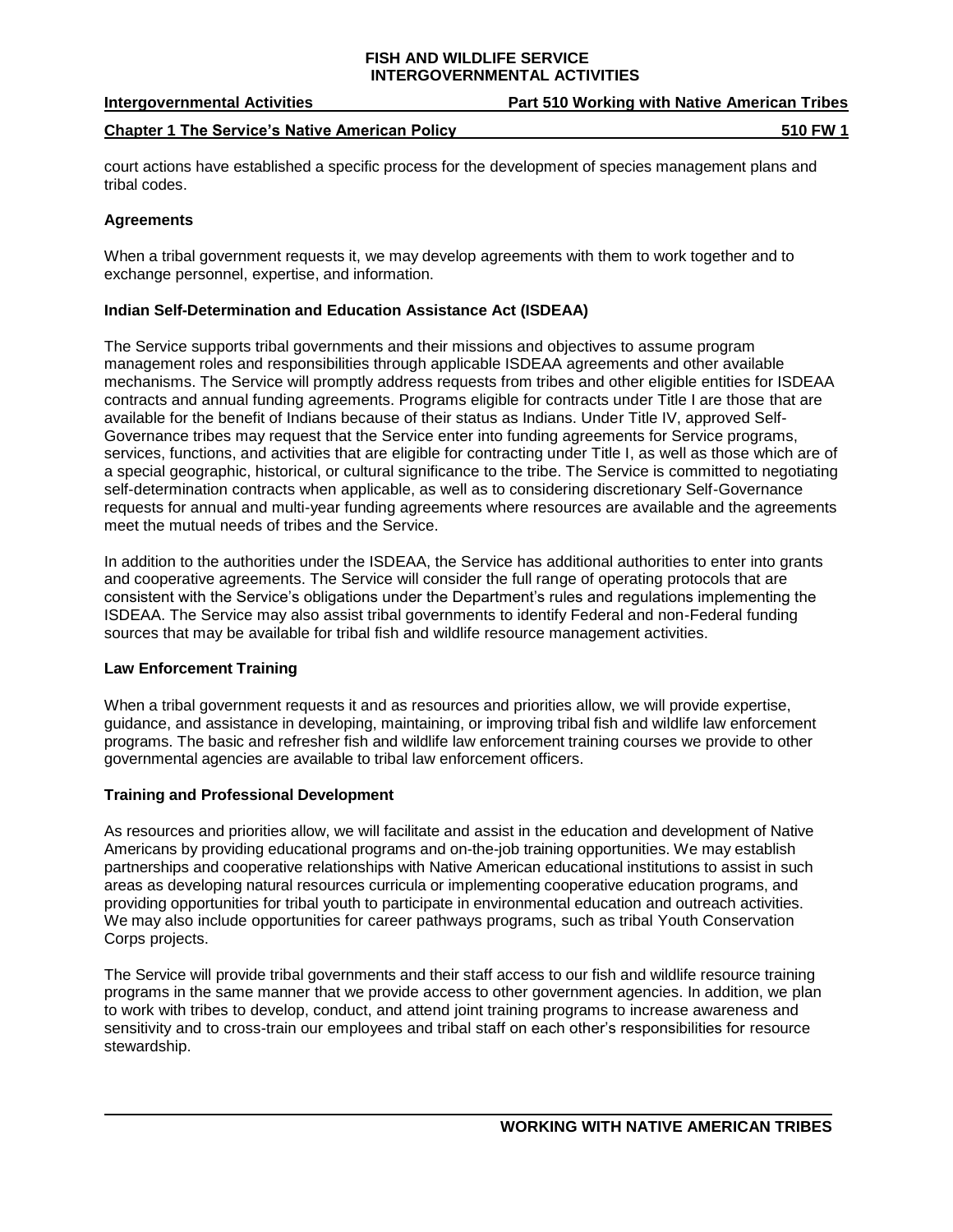court actions have established a specific process for the development of species management plans and tribal codes.

**Agreements**

When a tribal government requests it, we may develop agreements with them to work together and to exchange personnel, expertise, and information.

**Indian Self-Determination and Education Assistance Act (ISDEAA)**

The Service supports tribal governments and their missions and objectives to assume program management roles and responsibilities through applicable ISDEAA agreements and other available mechanisms. The Service will promptly address requests from tribes and other eligible entities for ISDEAA contracts and annual funding agreements. Programs eligible for contracts under Title I are those that are available for the benefit of Indians because of their status as Indians. Under Title IV, approved Self-Governance tribes may request that the Service enter into funding agreements for Service programs, services, functions, and activities that are eligible for contracting under Title I, as well as those which are of a special geographic, historical, or cultural significance to the tribe. The Service is committed to negotiating self-determination contracts when applicable, as well as to considering discretionary Self-Governance requests for annual and multi-year funding agreements where resources are available and the agreements meet the mutual needs of tribes and the Service.

In addition to the authorities under the ISDEAA, the Service has additional authorities to enter into grants and cooperative agreements. The Service will consider the full range of operating protocols that are consistent with the Service's obligations under the Department's rules and regulations implementing the ISDEAA. The Service may also assist tribal governments to identify Federal and non-Federal funding sources that may be available for tribal fish and wildlife resource management activities.

**Law Enforcement Training**

When a tribal government requests it and as resources and priorities allow, we will provide expertise, guidance, and assistance in developing, maintaining, or improving tribal fish and wildlife law enforcement programs. The basic and refresher fish and wildlife law enforcement training courses we provide to other governmental agencies are available to tribal law enforcement officers.

**Training and Professional Development**

As resources and priorities allow, we will facilitate and assist in the education and development of Native Americans by providing educational programs and on-the-job training opportunities. We may establish partnerships and cooperative relationships with Native American educational institutions to assist in such areas as developing natural resources curricula or implementing cooperative education programs, and providing opportunities for tribal youth to participate in environmental education and outreach activities. We may also include opportunities for career pathways programs, such as tribal Youth Conservation Corps projects.

The Service will provide tribal governments and their staff access to our fish and wildlife resource training programs in the same manner that we provide access to other government agencies. In addition, we plan to work with tribes to develop, conduct, and attend joint training programs to increase awareness and sensitivity and to cross-train our employees and tribal staff on each other's responsibilities for resource stewardship.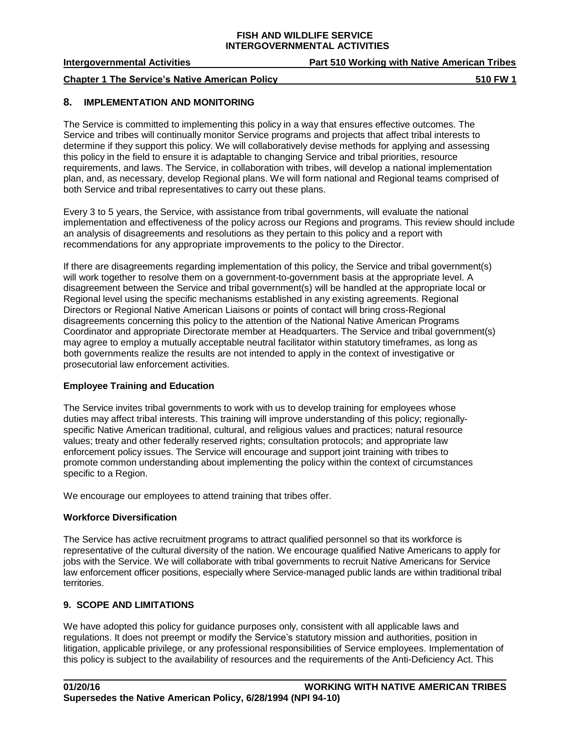## 8. IMPLEMENTATION AND MONITORING

The Service is committed to implementing this policy in a way that ensures effective outcomes. The Service and tribes will continually monitor Service programs and projects that affect tribal interests to determine if they support this policy. We will collaboratively devise methods for applying and assessing this policy in the field to ensure it is adaptable to changing Service and tribal priorities, resource requirements, and laws. The Service, in collaboration with tribes, will develop a national implementation plan, and, as necessary, develop Regional plans. We will form national and Regional teams comprised of both Service and tribal representatives to carry out these plans.

Every 3 to 5 years, the Service, with assistance from tribal governments, will evaluate the national implementation and effectiveness of the policy across our Regions and programs. This review should include an analysis of disagreements and resolutions as they pertain to this policy and a report with recommendations for any appropriate improvements to the policy to the Director.

If there are disagreements regarding implementation of this policy, the Service and tribal government(s) will work together to resolve them on a government-to-government basis at the appropriate level. A disagreement between the Service and tribal government(s) will be handled at the appropriate local or Regional level using the specific mechanisms established in any existing agreements. Regional Directors or Regional Native American Liaisons or points of contact will bring cross-Regional disagreements concerning this policy to the attention of the National Native American Programs Coordinator and appropriate Directorate member at Headquarters. The Service and tribal government(s) may agree to employ a mutually acceptable neutral facilitator within statutory timeframes, as long as both governments realize the results are not intended to apply in the context of investigative or prosecutorial law enforcement activities.

### Employee Training and Education

The Service invites tribal governments to work with us to develop training for employees whose duties may affect tribal interests. This training will improve understanding of this policy; regionally-specific Native American traditional, cultural, and religious values and practices; natural resource values; treaty and other federally reserved rights; consultation protocols; and appropriate law enforcement policy issues. The Service will encourage and support joint training with tribes to promote common understanding about implementing the policy within the context of circumstances specific to a Region.

We encourage our employees to attend training that tribes offer.

### Workforce Diversification

The Service has active recruitment programs to attract qualified personnel so that its workforce is representative of the cultural diversity of the nation. We encourage qualified Native Americans to apply for jobs with the Service. We will collaborate with tribal governments to recruit Native Americans for Service law enforcement officer positions, especially where Service-managed public lands are within traditional tribal territories.

## 9. SCOPE AND LIMITATIONS

We have adopted this policy for guidance purposes only, consistent with all applicable laws and regulations. It does not preempt or modify the Service's statutory mission and authorities, position in litigation, applicable privilege, or any professional responsibilities of Service employees. Implementation of this policy is subject to the availability of resources and the requirements of the Anti-Deficiency Act. This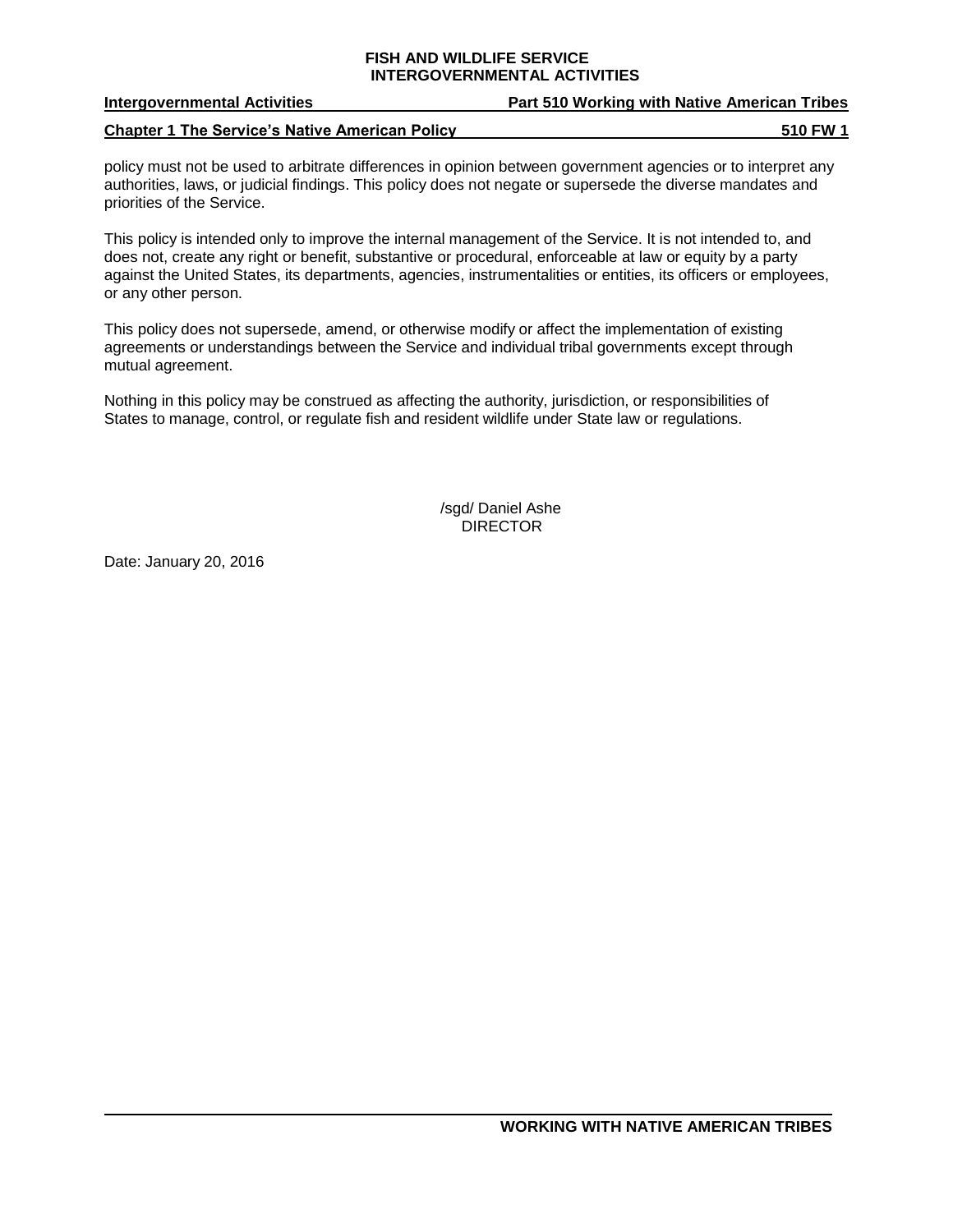policy must not be used to arbitrate differences in opinion between government agencies or to interpret any authorities, laws, or judicial findings. This policy does not negate or supersede the diverse mandates and priorities of the Service.

This policy is intended only to improve the internal management of the Service. It is not intended to, and does not, create any right or benefit, substantive or procedural, enforceable at law or equity by a party against the United States, its departments, agencies, instrumentalities or entities, its officers or employees, or any other person.

This policy does not supersede, amend, or otherwise modify or affect the implementation of existing agreements or understandings between the Service and individual tribal governments except through mutual agreement.

Nothing in this policy may be construed as affecting the authority, jurisdiction, or responsibilities of States to manage, control, or regulate fish and resident wildlife under State law or regulations.

/sgd/ Daniel Ashe
DIRECTOR

Date: January 20, 2016